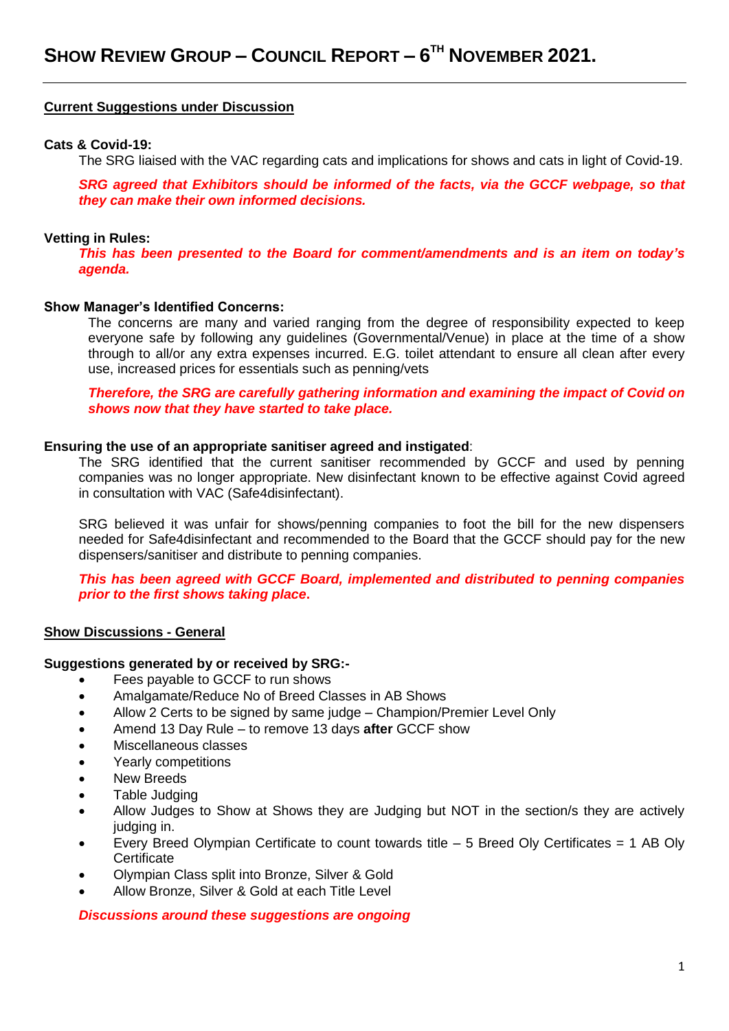# SHOW REVIEW GROUP – COUNCIL REPORT – 6TH NOVEMBER 2021.

---

## Current Suggestions under Discussion

**Cats & Covid-19:**

The SRG liaised with the VAC regarding cats and implications for shows and cats in light of Covid-19.

***SRG agreed that Exhibitors should be informed of the facts, via the GCCF webpage, so that they can make their own informed decisions.***

**Vetting in Rules:**

***This has been presented to the Board for comment/amendments and is an item on today's agenda.***

**Show Manager's Identified Concerns:**

The concerns are many and varied ranging from the degree of responsibility expected to keep everyone safe by following any guidelines (Governmental/Venue) in place at the time of a show through to all/or any extra expenses incurred. E.G. toilet attendant to ensure all clean after every use, increased prices for essentials such as penning/vets

***Therefore, the SRG are carefully gathering information and examining the impact of Covid on shows now that they have started to take place.***

**Ensuring the use of an appropriate sanitiser agreed and instigated**:

The SRG identified that the current sanitiser recommended by GCCF and used by penning companies was no longer appropriate. New disinfectant known to be effective against Covid agreed in consultation with VAC (Safe4disinfectant).

SRG believed it was unfair for shows/penning companies to foot the bill for the new dispensers needed for Safe4disinfectant and recommended to the Board that the GCCF should pay for the new dispensers/sanitiser and distribute to penning companies.

***This has been agreed with GCCF Board, implemented and distributed to penning companies prior to the first shows taking place.***

## Show Discussions - General

**Suggestions generated by or received by SRG:-**

- Fees payable to GCCF to run shows
- Amalgamate/Reduce No of Breed Classes in AB Shows
- Allow 2 Certs to be signed by same judge – Champion/Premier Level Only
- Amend 13 Day Rule – to remove 13 days **after** GCCF show
- Miscellaneous classes
- Yearly competitions
- New Breeds
- Table Judging
- Allow Judges to Show at Shows they are Judging but NOT in the section/s they are actively judging in.
- Every Breed Olympian Certificate to count towards title – 5 Breed Oly Certificates = 1 AB Oly Certificate
- Olympian Class split into Bronze, Silver & Gold
- Allow Bronze, Silver & Gold at each Title Level

***Discussions around these suggestions are ongoing***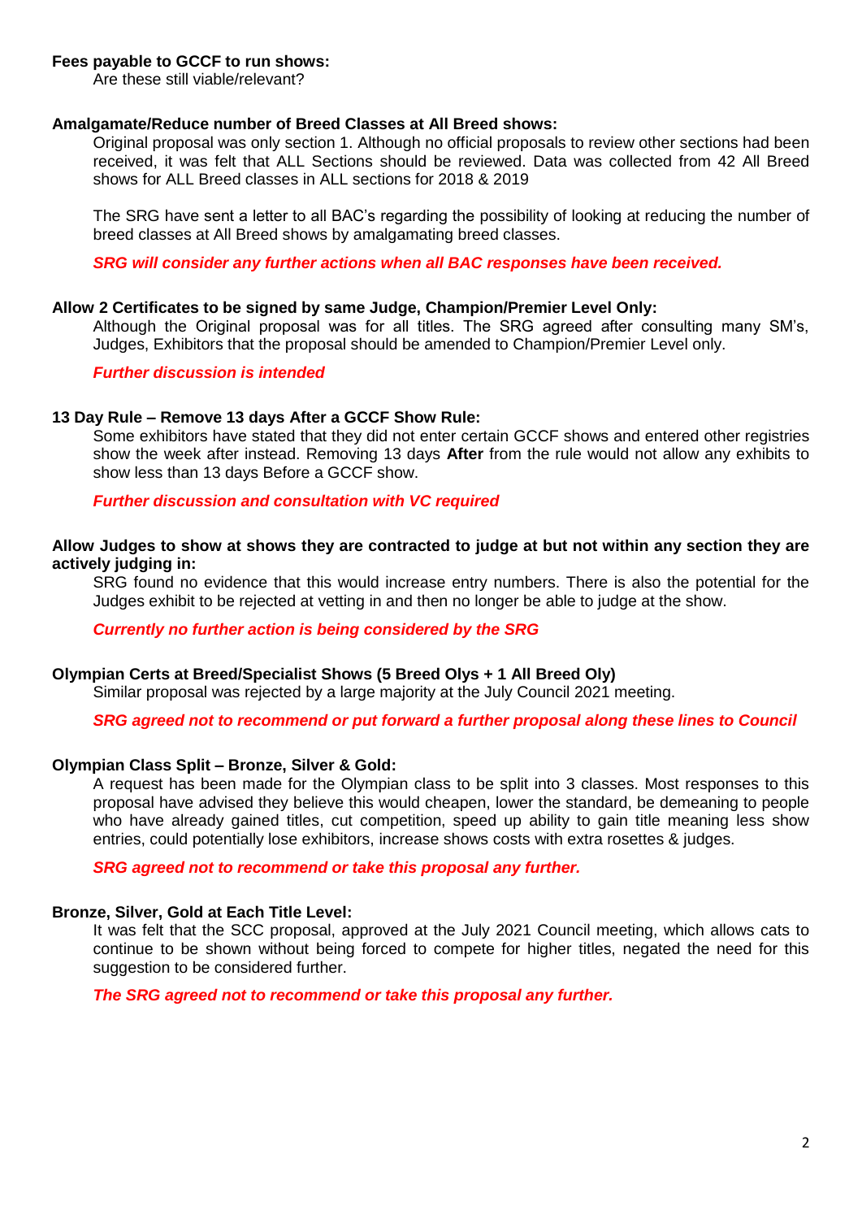**Fees payable to GCCF to run shows:**

Are these still viable/relevant?

**Amalgamate/Reduce number of Breed Classes at All Breed shows:**

Original proposal was only section 1. Although no official proposals to review other sections had been received, it was felt that ALL Sections should be reviewed. Data was collected from 42 All Breed shows for ALL Breed classes in ALL sections for 2018 & 2019

The SRG have sent a letter to all BAC's regarding the possibility of looking at reducing the number of breed classes at All Breed shows by amalgamating breed classes.

***SRG will consider any further actions when all BAC responses have been received.***

**Allow 2 Certificates to be signed by same Judge, Champion/Premier Level Only:**

Although the Original proposal was for all titles. The SRG agreed after consulting many SM's, Judges, Exhibitors that the proposal should be amended to Champion/Premier Level only.

***Further discussion is intended***

**13 Day Rule – Remove 13 days After a GCCF Show Rule:**

Some exhibitors have stated that they did not enter certain GCCF shows and entered other registries show the week after instead. Removing 13 days **After** from the rule would not allow any exhibits to show less than 13 days Before a GCCF show.

***Further discussion and consultation with VC required***

**Allow Judges to show at shows they are contracted to judge at but not within any section they are actively judging in:**

SRG found no evidence that this would increase entry numbers. There is also the potential for the Judges exhibit to be rejected at vetting in and then no longer be able to judge at the show.

***Currently no further action is being considered by the SRG***

**Olympian Certs at Breed/Specialist Shows (5 Breed Olys + 1 All Breed Oly)**

Similar proposal was rejected by a large majority at the July Council 2021 meeting.

***SRG agreed not to recommend or put forward a further proposal along these lines to Council***

**Olympian Class Split – Bronze, Silver & Gold:**

A request has been made for the Olympian class to be split into 3 classes. Most responses to this proposal have advised they believe this would cheapen, lower the standard, be demeaning to people who have already gained titles, cut competition, speed up ability to gain title meaning less show entries, could potentially lose exhibitors, increase shows costs with extra rosettes & judges.

***SRG agreed not to recommend or take this proposal any further.***

**Bronze, Silver, Gold at Each Title Level:**

It was felt that the SCC proposal, approved at the July 2021 Council meeting, which allows cats to continue to be shown without being forced to compete for higher titles, negated the need for this suggestion to be considered further.

***The SRG agreed not to recommend or take this proposal any further.***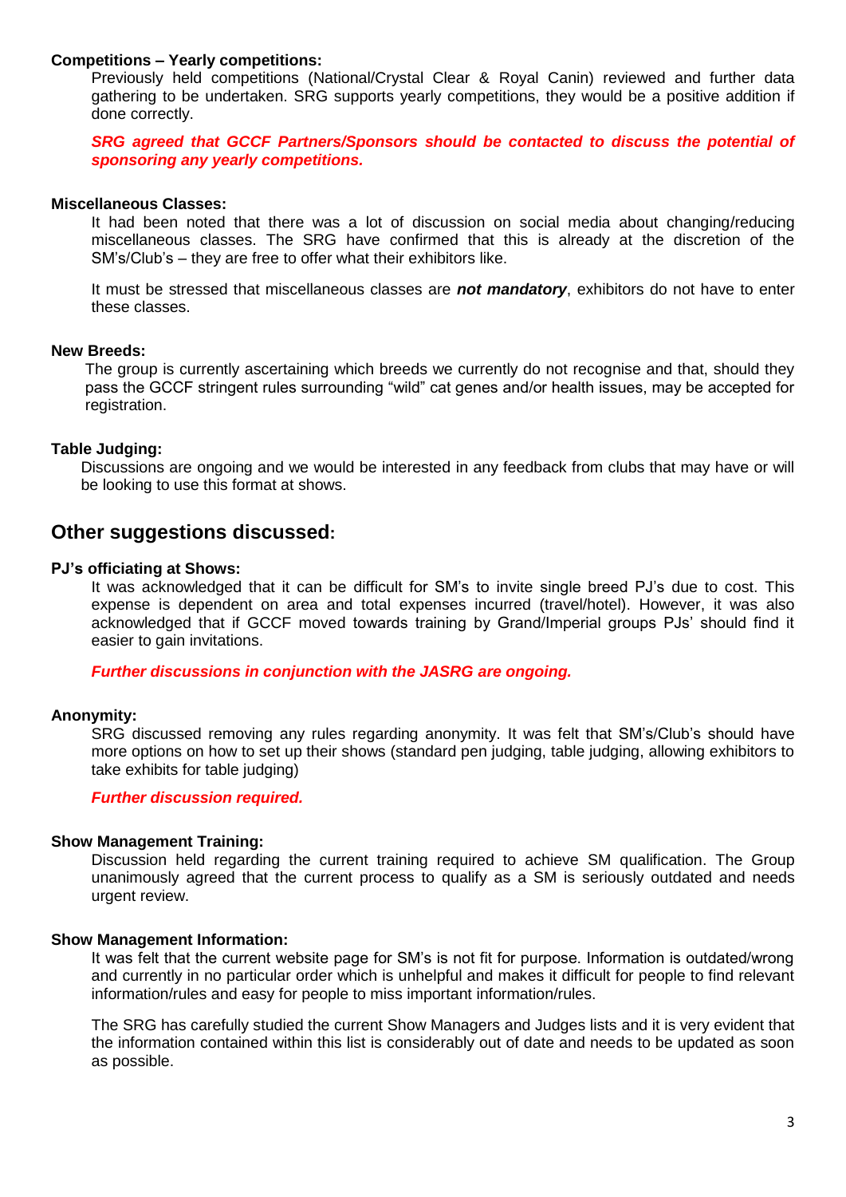**Competitions – Yearly competitions:**

Previously held competitions (National/Crystal Clear & Royal Canin) reviewed and further data gathering to be undertaken. SRG supports yearly competitions, they would be a positive addition if done correctly.

***SRG agreed that GCCF Partners/Sponsors should be contacted to discuss the potential of sponsoring any yearly competitions.***

**Miscellaneous Classes:**

It had been noted that there was a lot of discussion on social media about changing/reducing miscellaneous classes. The SRG have confirmed that this is already at the discretion of the SM's/Club's – they are free to offer what their exhibitors like.

It must be stressed that miscellaneous classes are ***not mandatory***, exhibitors do not have to enter these classes.

**New Breeds:**

The group is currently ascertaining which breeds we currently do not recognise and that, should they pass the GCCF stringent rules surrounding "wild" cat genes and/or health issues, may be accepted for registration.

**Table Judging:**

Discussions are ongoing and we would be interested in any feedback from clubs that may have or will be looking to use this format at shows.

## Other suggestions discussed:

**PJ's officiating at Shows:**

It was acknowledged that it can be difficult for SM's to invite single breed PJ's due to cost. This expense is dependent on area and total expenses incurred (travel/hotel). However, it was also acknowledged that if GCCF moved towards training by Grand/Imperial groups PJs' should find it easier to gain invitations.

***Further discussions in conjunction with the JASRG are ongoing.***

**Anonymity:**

SRG discussed removing any rules regarding anonymity. It was felt that SM's/Club's should have more options on how to set up their shows (standard pen judging, table judging, allowing exhibitors to take exhibits for table judging)

***Further discussion required.***

**Show Management Training:**

Discussion held regarding the current training required to achieve SM qualification. The Group unanimously agreed that the current process to qualify as a SM is seriously outdated and needs urgent review.

**Show Management Information:**

It was felt that the current website page for SM's is not fit for purpose. Information is outdated/wrong and currently in no particular order which is unhelpful and makes it difficult for people to find relevant information/rules and easy for people to miss important information/rules.

The SRG has carefully studied the current Show Managers and Judges lists and it is very evident that the information contained within this list is considerably out of date and needs to be updated as soon as possible.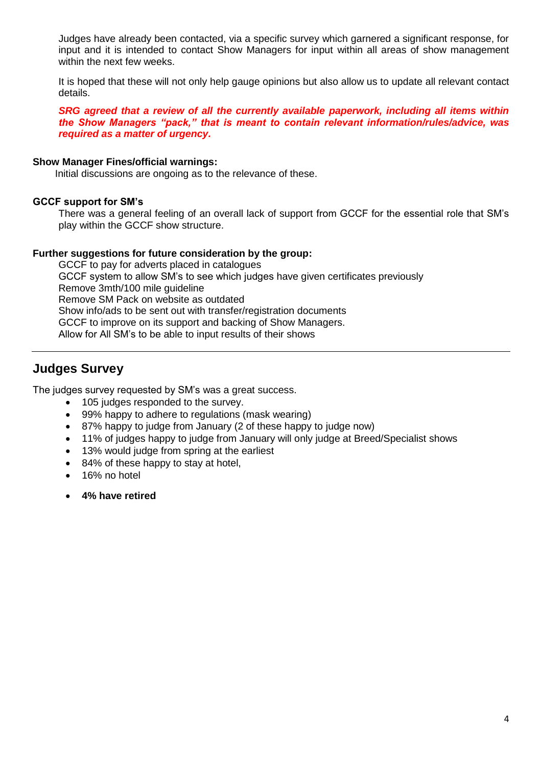Judges have already been contacted, via a specific survey which garnered a significant response, for input and it is intended to contact Show Managers for input within all areas of show management within the next few weeks.

It is hoped that these will not only help gauge opinions but also allow us to update all relevant contact details.

***SRG agreed that a review of all the currently available paperwork, including all items within the Show Managers "pack," that is meant to contain relevant information/rules/advice, was required as a matter of urgency.***

**Show Manager Fines/official warnings:**

Initial discussions are ongoing as to the relevance of these.

**GCCF support for SM's**

There was a general feeling of an overall lack of support from GCCF for the essential role that SM's play within the GCCF show structure.

**Further suggestions for future consideration by the group:**

GCCF to pay for adverts placed in catalogues
GCCF system to allow SM's to see which judges have given certificates previously
Remove 3mth/100 mile guideline
Remove SM Pack on website as outdated
Show info/ads to be sent out with transfer/registration documents
GCCF to improve on its support and backing of Show Managers.
Allow for All SM's to be able to input results of their shows

---

## Judges Survey

The judges survey requested by SM's was a great success.

- 105 judges responded to the survey.
- 99% happy to adhere to regulations (mask wearing)
- 87% happy to judge from January (2 of these happy to judge now)
- 11% of judges happy to judge from January will only judge at Breed/Specialist shows
- 13% would judge from spring at the earliest
- 84% of these happy to stay at hotel,
- 16% no hotel
- **4% have retired**